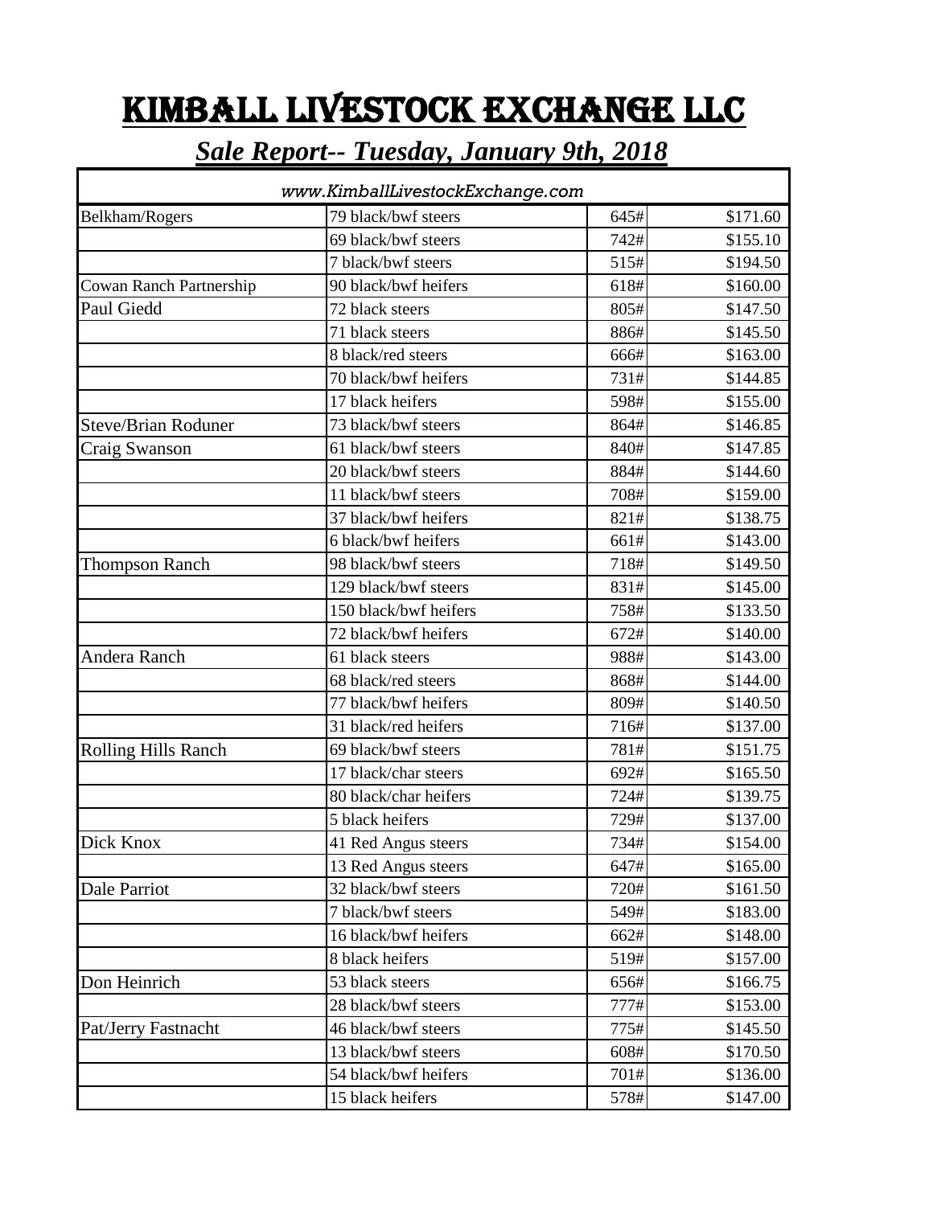# KIMBALL LIVESTOCK EXCHANGE LLC

## *Sale Report-- Tuesday, January 9th, 2018*

| www.KimballLivestockExchange.com | | | |
|---|---|---|---|
| Belkham/Rogers | 79 black/bwf steers | 645# | $171.60 |
| | 69 black/bwf steers | 742# | $155.10 |
| | 7 black/bwf steers | 515# | $194.50 |
| Cowan Ranch Partnership | 90 black/bwf heifers | 618# | $160.00 |
| Paul Giedd | 72 black steers | 805# | $147.50 |
| | 71 black steers | 886# | $145.50 |
| | 8 black/red steers | 666# | $163.00 |
| | 70 black/bwf heifers | 731# | $144.85 |
| | 17 black heifers | 598# | $155.00 |
| Steve/Brian Roduner | 73 black/bwf steers | 864# | $146.85 |
| Craig Swanson | 61 black/bwf steers | 840# | $147.85 |
| | 20 black/bwf steers | 884# | $144.60 |
| | 11 black/bwf steers | 708# | $159.00 |
| | 37 black/bwf heifers | 821# | $138.75 |
| | 6 black/bwf heifers | 661# | $143.00 |
| Thompson Ranch | 98 black/bwf steers | 718# | $149.50 |
| | 129 black/bwf steers | 831# | $145.00 |
| | 150 black/bwf heifers | 758# | $133.50 |
| | 72 black/bwf heifers | 672# | $140.00 |
| Andera Ranch | 61 black steers | 988# | $143.00 |
| | 68 black/red steers | 868# | $144.00 |
| | 77 black/bwf heifers | 809# | $140.50 |
| | 31 black/red heifers | 716# | $137.00 |
| Rolling Hills Ranch | 69 black/bwf steers | 781# | $151.75 |
| | 17 black/char steers | 692# | $165.50 |
| | 80 black/char heifers | 724# | $139.75 |
| | 5 black heifers | 729# | $137.00 |
| Dick Knox | 41 Red Angus steers | 734# | $154.00 |
| | 13 Red Angus steers | 647# | $165.00 |
| Dale Parriot | 32 black/bwf steers | 720# | $161.50 |
| | 7 black/bwf steers | 549# | $183.00 |
| | 16 black/bwf heifers | 662# | $148.00 |
| | 8 black heifers | 519# | $157.00 |
| Don Heinrich | 53 black steers | 656# | $166.75 |
| | 28 black/bwf steers | 777# | $153.00 |
| Pat/Jerry Fastnacht | 46 black/bwf steers | 775# | $145.50 |
| | 13 black/bwf steers | 608# | $170.50 |
| | 54 black/bwf heifers | 701# | $136.00 |
| | 15 black heifers | 578# | $147.00 |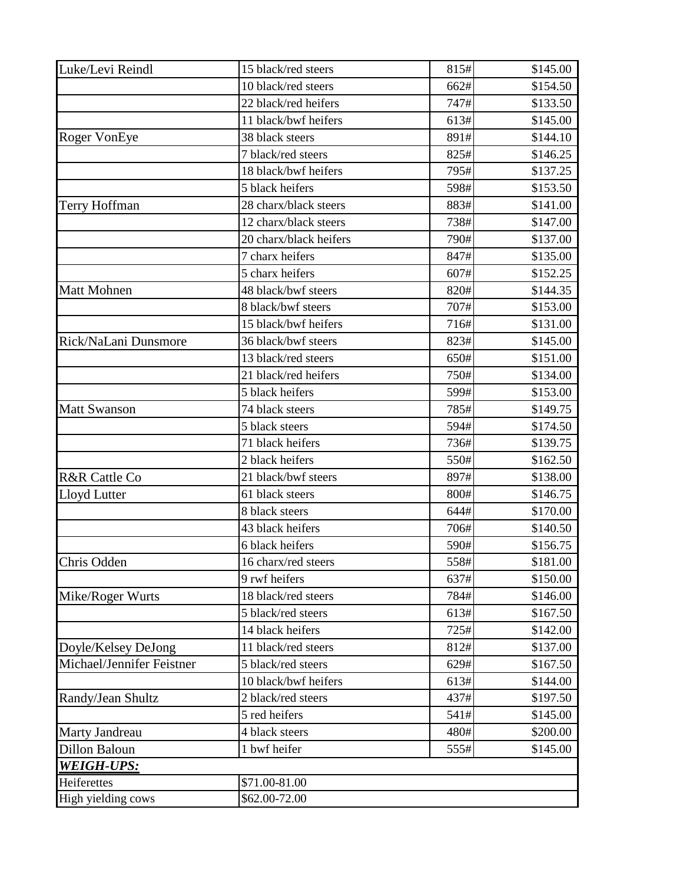| | | | |
|---|---|---|---|
| Luke/Levi Reindl | 15 black/red steers | 815# | $145.00 |
| | 10 black/red steers | 662# | $154.50 |
| | 22 black/red heifers | 747# | $133.50 |
| | 11 black/bwf heifers | 613# | $145.00 |
| Roger VonEye | 38 black steers | 891# | $144.10 |
| | 7 black/red steers | 825# | $146.25 |
| | 18 black/bwf heifers | 795# | $137.25 |
| | 5 black heifers | 598# | $153.50 |
| Terry Hoffman | 28 charx/black steers | 883# | $141.00 |
| | 12 charx/black steers | 738# | $147.00 |
| | 20 charx/black heifers | 790# | $137.00 |
| | 7 charx heifers | 847# | $135.00 |
| | 5 charx heifers | 607# | $152.25 |
| Matt Mohnen | 48 black/bwf steers | 820# | $144.35 |
| | 8 black/bwf steers | 707# | $153.00 |
| | 15 black/bwf heifers | 716# | $131.00 |
| Rick/NaLani Dunsmore | 36 black/bwf steers | 823# | $145.00 |
| | 13 black/red steers | 650# | $151.00 |
| | 21 black/red heifers | 750# | $134.00 |
| | 5 black heifers | 599# | $153.00 |
| Matt Swanson | 74 black steers | 785# | $149.75 |
| | 5 black steers | 594# | $174.50 |
| | 71 black heifers | 736# | $139.75 |
| | 2 black heifers | 550# | $162.50 |
| R&R Cattle Co | 21 black/bwf steers | 897# | $138.00 |
| Lloyd Lutter | 61 black steers | 800# | $146.75 |
| | 8 black steers | 644# | $170.00 |
| | 43 black heifers | 706# | $140.50 |
| | 6 black heifers | 590# | $156.75 |
| Chris Odden | 16 charx/red steers | 558# | $181.00 |
| | 9 rwf heifers | 637# | $150.00 |
| Mike/Roger Wurts | 18 black/red steers | 784# | $146.00 |
| | 5 black/red steers | 613# | $167.50 |
| | 14 black heifers | 725# | $142.00 |
| Doyle/Kelsey DeJong | 11 black/red steers | 812# | $137.00 |
| Michael/Jennifer Feistner | 5 black/red steers | 629# | $167.50 |
| | 10 black/bwf heifers | 613# | $144.00 |
| Randy/Jean Shultz | 2 black/red steers | 437# | $197.50 |
| | 5 red heifers | 541# | $145.00 |
| Marty Jandreau | 4 black steers | 480# | $200.00 |
| Dillon Baloun | 1 bwf heifer | 555# | $145.00 |
| ***WEIGH-UPS:*** | | | |
| Heiferettes | $71.00-81.00 | | |
| High yielding cows | $62.00-72.00 | | |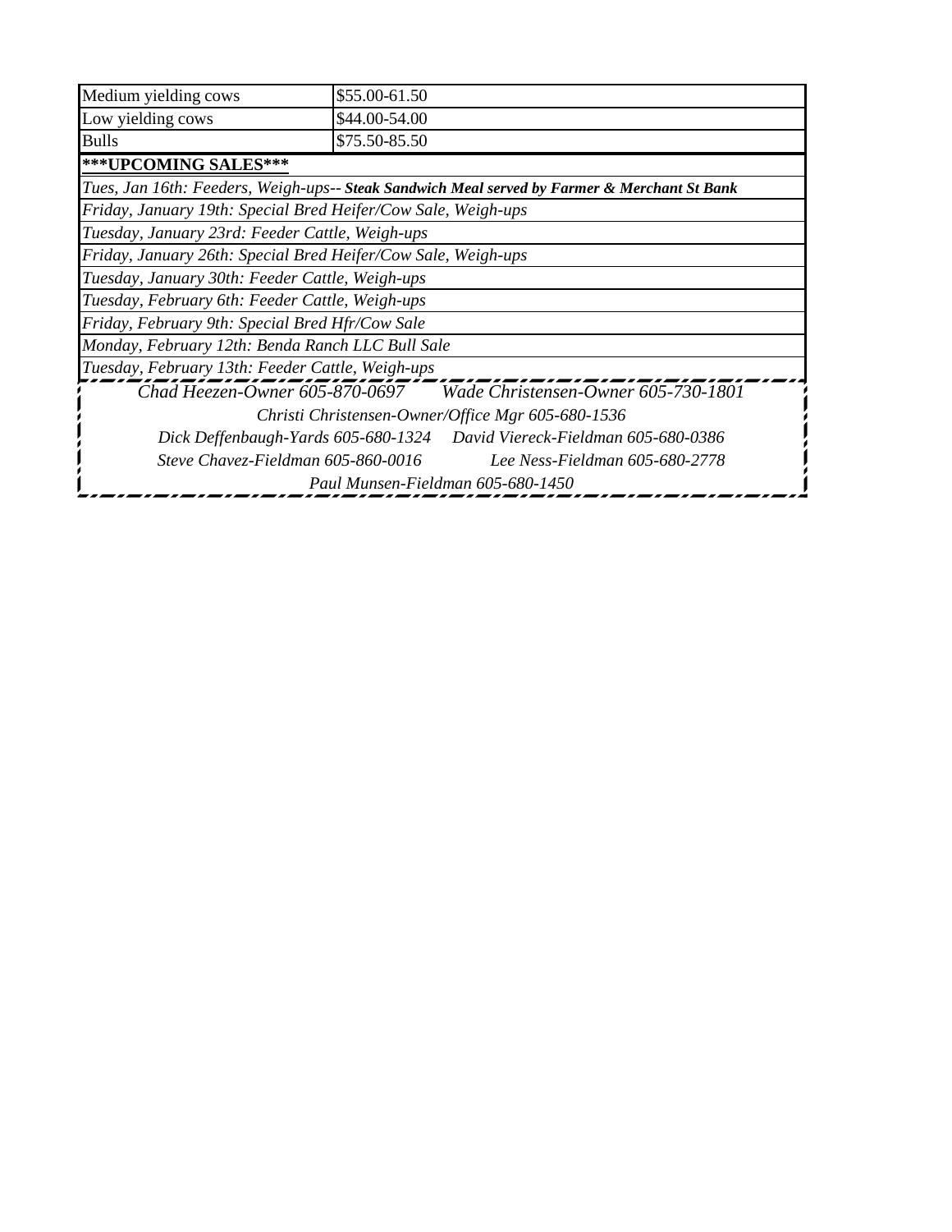| | |
|---|---|
| Medium yielding cows | $55.00-61.50 |
| Low yielding cows | $44.00-54.00 |
| Bulls | $75.50-85.50 |

**\*\*\*UPCOMING SALES\*\*\***

*Tues, Jan 16th: Feeders, Weigh-ups--* ***Steak Sandwich Meal served by Farmer & Merchant St Bank***

*Friday, January 19th: Special Bred Heifer/Cow Sale, Weigh-ups*

*Tuesday, January 23rd: Feeder Cattle, Weigh-ups*

*Friday, January 26th: Special Bred Heifer/Cow Sale, Weigh-ups*

*Tuesday, January 30th: Feeder Cattle, Weigh-ups*

*Tuesday, February 6th: Feeder Cattle, Weigh-ups*

*Friday, February 9th: Special Bred Hfr/Cow Sale*

*Monday, February 12th: Benda Ranch LLC Bull Sale*

*Tuesday, February 13th: Feeder Cattle, Weigh-ups*

*Chad Heezen-Owner 605-870-0697 Wade Christensen-Owner 605-730-1801*

*Christi Christensen-Owner/Office Mgr 605-680-1536*

*Dick Deffenbaugh-Yards 605-680-1324 David Viereck-Fieldman 605-680-0386*

*Steve Chavez-Fieldman 605-860-0016 Lee Ness-Fieldman 605-680-2778*

*Paul Munsen-Fieldman 605-680-1450*